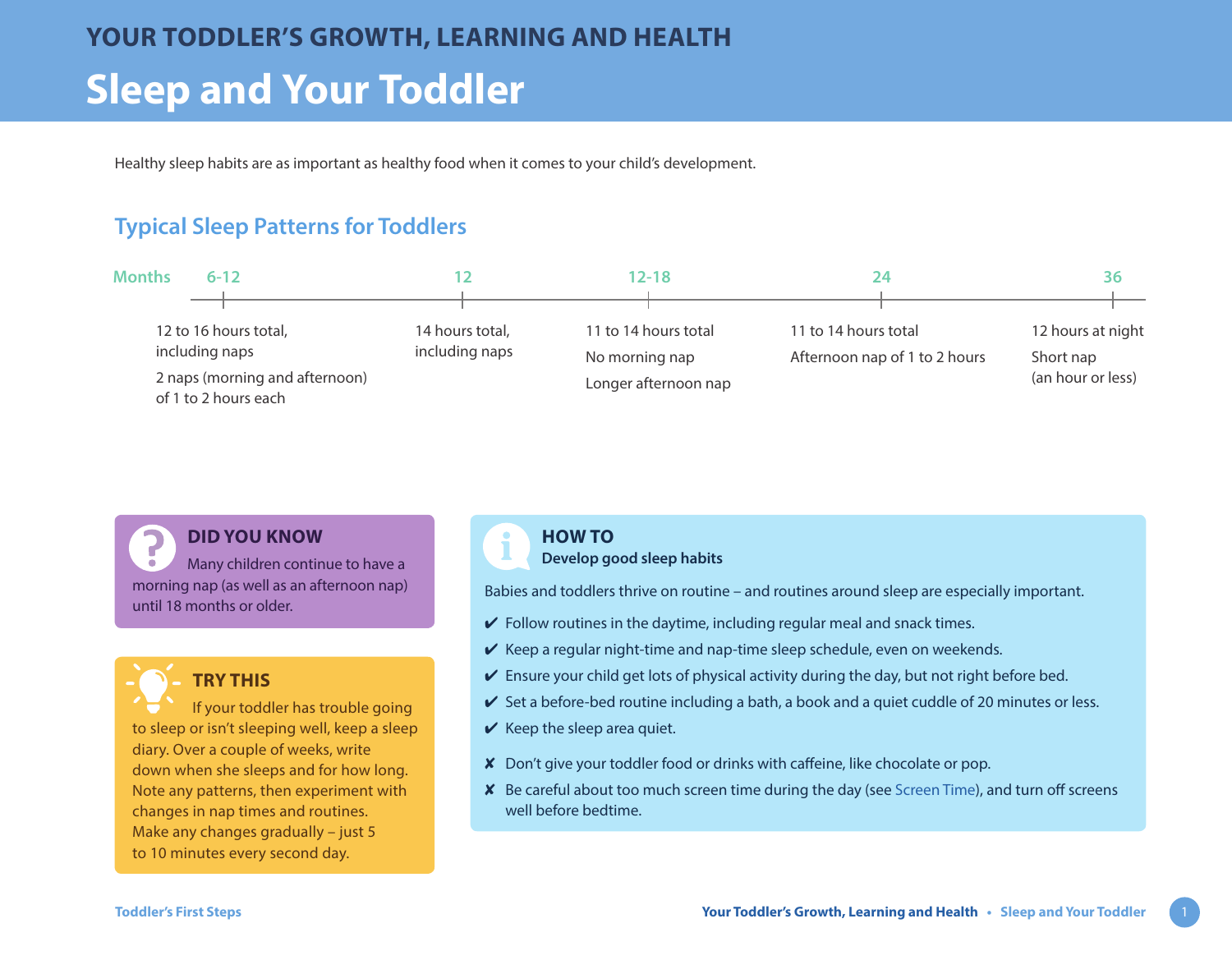# YOUR TODDLER'S GROWTH, LEARNING AND HEALTH

# Sleep and Your Toddler

Healthy sleep habits are as important as healthy food when it comes to your child's development.

## Typical Sleep Patterns for Toddlers

| Months | Typical sleep |
|---|---|
| 6-12 | 12 to 16 hours total, including naps<br>2 naps (morning and afternoon) of 1 to 2 hours each |
| 12 | 14 hours total, including naps |
| 12-18 | 11 to 14 hours total<br>No morning nap<br>Longer afternoon nap |
| 24 | 11 to 14 hours total<br>Afternoon nap of 1 to 2 hours |
| 36 | 12 hours at night<br>Short nap (an hour or less) |

### DID YOU KNOW

Many children continue to have a morning nap (as well as an afternoon nap) until 18 months or older.

### TRY THIS

If your toddler has trouble going to sleep or isn't sleeping well, keep a sleep diary. Over a couple of weeks, write down when she sleeps and for how long. Note any patterns, then experiment with changes in nap times and routines. Make any changes gradually – just 5 to 10 minutes every second day.

### HOW TO

**Develop good sleep habits**

Babies and toddlers thrive on routine – and routines around sleep are especially important.

- ✔ Follow routines in the daytime, including regular meal and snack times.
- ✔ Keep a regular night-time and nap-time sleep schedule, even on weekends.
- ✔ Ensure your child get lots of physical activity during the day, but not right before bed.
- ✔ Set a before-bed routine including a bath, a book and a quiet cuddle of 20 minutes or less.
- ✔ Keep the sleep area quiet.

- ✘ Don't give your toddler food or drinks with caffeine, like chocolate or pop.
- ✘ Be careful about too much screen time during the day (see Screen Time), and turn off screens well before bedtime.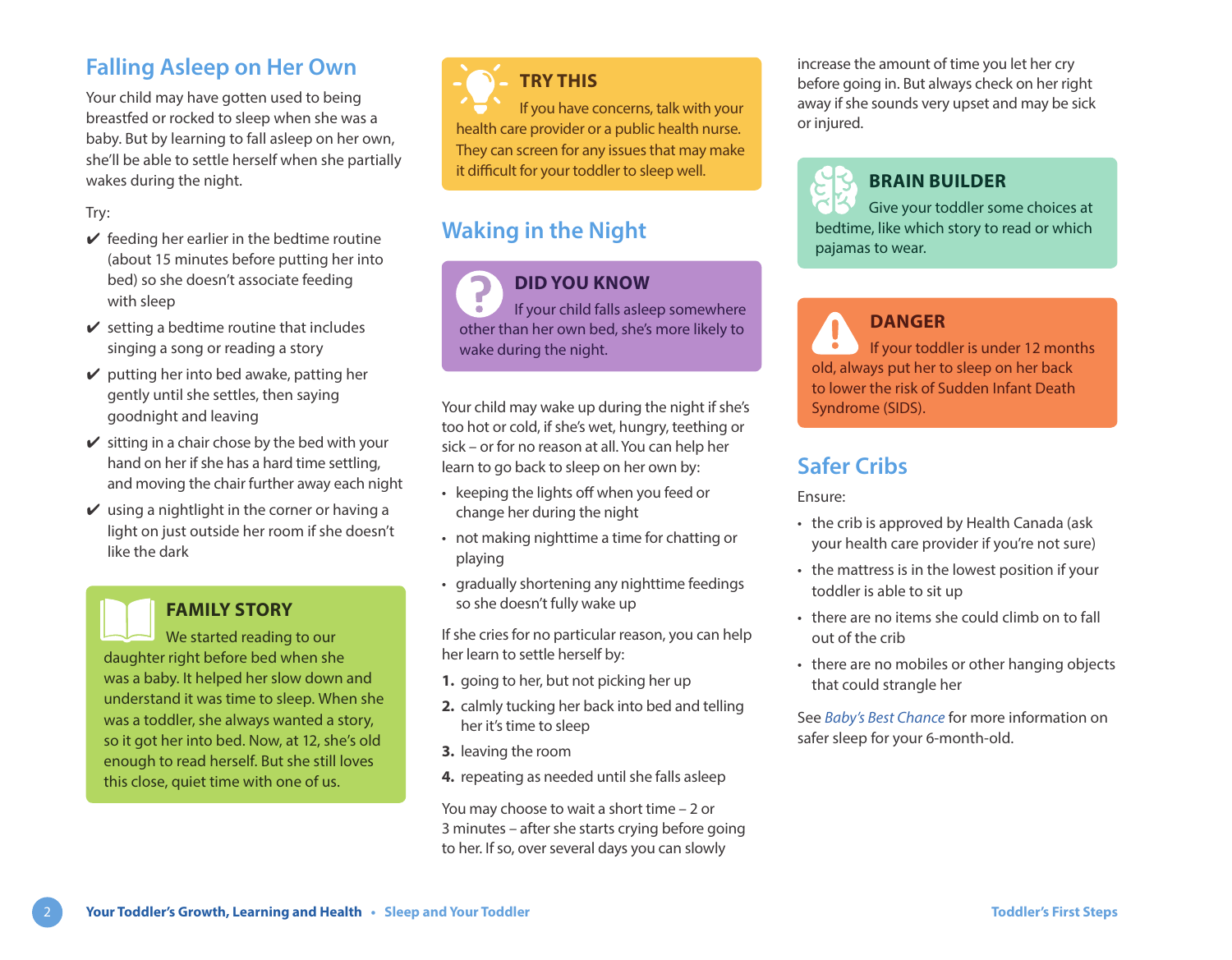## Falling Asleep on Her Own

Your child may have gotten used to being breastfed or rocked to sleep when she was a baby. But by learning to fall asleep on her own, she'll be able to settle herself when she partially wakes during the night.

Try:

- ✔ feeding her earlier in the bedtime routine (about 15 minutes before putting her into bed) so she doesn't associate feeding with sleep
- ✔ setting a bedtime routine that includes singing a song or reading a story
- ✔ putting her into bed awake, patting her gently until she settles, then saying goodnight and leaving
- ✔ sitting in a chair chose by the bed with your hand on her if she has a hard time settling, and moving the chair further away each night
- ✔ using a nightlight in the corner or having a light on just outside her room if she doesn't like the dark

### FAMILY STORY

We started reading to our daughter right before bed when she was a baby. It helped her slow down and understand it was time to sleep. When she was a toddler, she always wanted a story, so it got her into bed. Now, at 12, she's old enough to read herself. But she still loves this close, quiet time with one of us.

### TRY THIS

If you have concerns, talk with your health care provider or a public health nurse. They can screen for any issues that may make it difficult for your toddler to sleep well.

## Waking in the Night

### DID YOU KNOW

If your child falls asleep somewhere other than her own bed, she's more likely to wake during the night.

Your child may wake up during the night if she's too hot or cold, if she's wet, hungry, teething or sick – or for no reason at all. You can help her learn to go back to sleep on her own by:

- keeping the lights off when you feed or change her during the night
- not making nighttime a time for chatting or playing
- gradually shortening any nighttime feedings so she doesn't fully wake up

If she cries for no particular reason, you can help her learn to settle herself by:

1. going to her, but not picking her up
2. calmly tucking her back into bed and telling her it's time to sleep
3. leaving the room
4. repeating as needed until she falls asleep

You may choose to wait a short time – 2 or 3 minutes – after she starts crying before going to her. If so, over several days you can slowly increase the amount of time you let her cry before going in. But always check on her right away if she sounds very upset and may be sick or injured.

### BRAIN BUILDER

Give your toddler some choices at bedtime, like which story to read or which pajamas to wear.

### DANGER

If your toddler is under 12 months old, always put her to sleep on her back to lower the risk of Sudden Infant Death Syndrome (SIDS).

## Safer Cribs

Ensure:

- the crib is approved by Health Canada (ask your health care provider if you're not sure)
- the mattress is in the lowest position if your toddler is able to sit up
- there are no items she could climb on to fall out of the crib
- there are no mobiles or other hanging objects that could strangle her

See *Baby's Best Chance* for more information on safer sleep for your 6-month-old.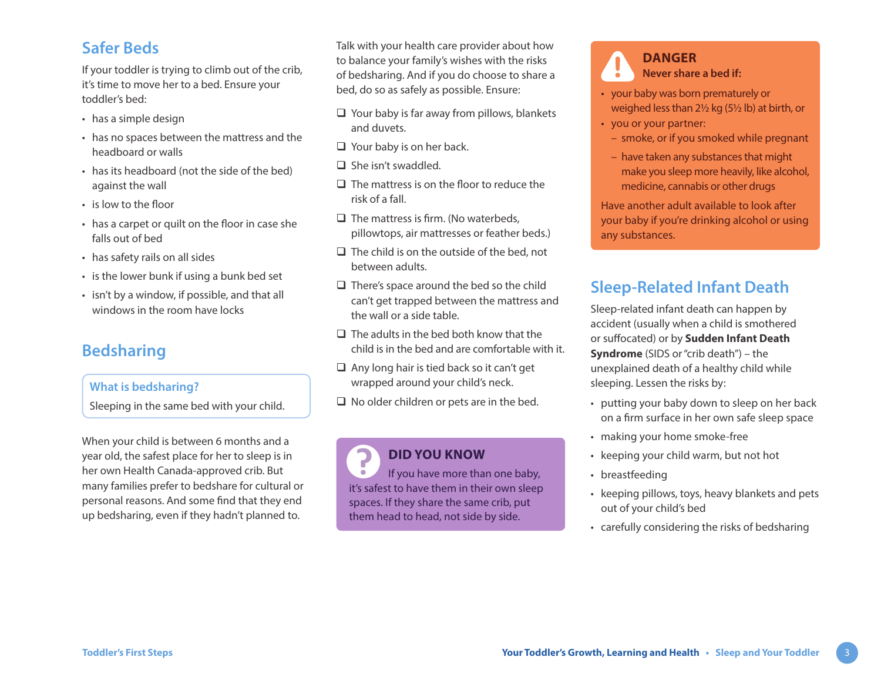## Safer Beds

If your toddler is trying to climb out of the crib, it's time to move her to a bed. Ensure your toddler's bed:

- has a simple design
- has no spaces between the mattress and the headboard or walls
- has its headboard (not the side of the bed) against the wall
- is low to the floor
- has a carpet or quilt on the floor in case she falls out of bed
- has safety rails on all sides
- is the lower bunk if using a bunk bed set
- isn't by a window, if possible, and that all windows in the room have locks

## Bedsharing

**What is bedsharing?**

Sleeping in the same bed with your child.

When your child is between 6 months and a year old, the safest place for her to sleep is in her own Health Canada-approved crib. But many families prefer to bedshare for cultural or personal reasons. And some find that they end up bedsharing, even if they hadn't planned to.

Talk with your health care provider about how to balance your family's wishes with the risks of bedsharing. And if you do choose to share a bed, do so as safely as possible. Ensure:

- ❑ Your baby is far away from pillows, blankets and duvets.
- ❑ Your baby is on her back.
- ❑ She isn't swaddled.
- ❑ The mattress is on the floor to reduce the risk of a fall.
- ❑ The mattress is firm. (No waterbeds, pillowtops, air mattresses or feather beds.)
- ❑ The child is on the outside of the bed, not between adults.
- ❑ There's space around the bed so the child can't get trapped between the mattress and the wall or a side table.
- ❑ The adults in the bed both know that the child is in the bed and are comfortable with it.
- ❑ Any long hair is tied back so it can't get wrapped around your child's neck.
- ❑ No older children or pets are in the bed.

**DID YOU KNOW**

If you have more than one baby, it's safest to have them in their own sleep spaces. If they share the same crib, put them head to head, not side by side.

**DANGER**

**Never share a bed if:**

- your baby was born prematurely or weighed less than 2½ kg (5½ lb) at birth, or
- you or your partner:
  - smoke, or if you smoked while pregnant
  - have taken any substances that might make you sleep more heavily, like alcohol, medicine, cannabis or other drugs

Have another adult available to look after your baby if you're drinking alcohol or using any substances.

## Sleep-Related Infant Death

Sleep-related infant death can happen by accident (usually when a child is smothered or suffocated) or by **Sudden Infant Death Syndrome** (SIDS or "crib death") – the unexplained death of a healthy child while sleeping. Lessen the risks by:

- putting your baby down to sleep on her back on a firm surface in her own safe sleep space
- making your home smoke-free
- keeping your child warm, but not hot
- breastfeeding
- keeping pillows, toys, heavy blankets and pets out of your child's bed
- carefully considering the risks of bedsharing